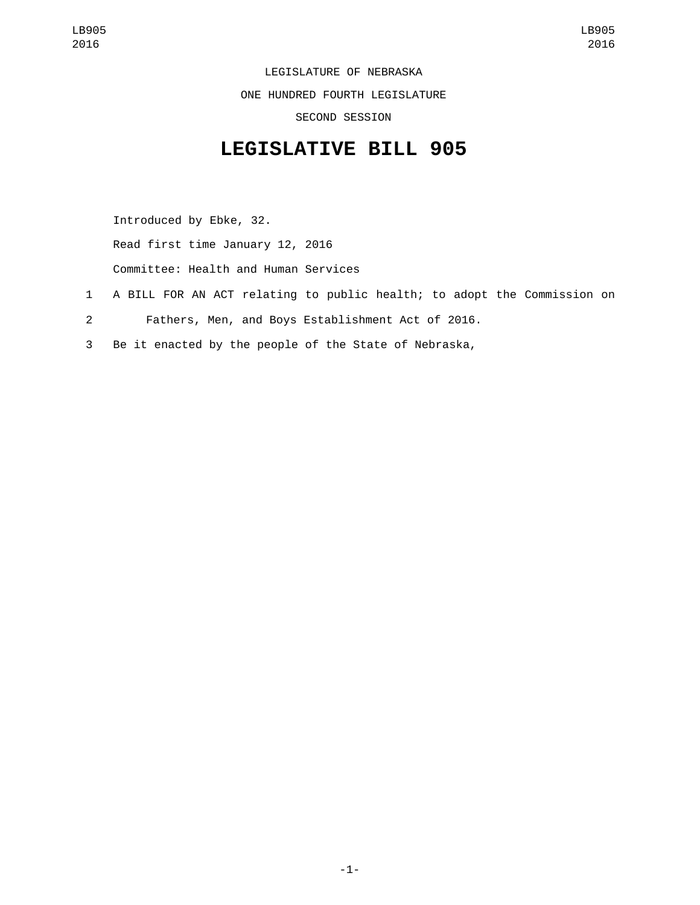LEGISLATURE OF NEBRASKA

ONE HUNDRED FOURTH LEGISLATURE

SECOND SESSION

# LEGISLATIVE BILL 905

Introduced by Ebke, 32.

Read first time January 12, 2016

Committee: Health and Human Services

1 A BILL FOR AN ACT relating to public health; to adopt the Commission on

2 Fathers, Men, and Boys Establishment Act of 2016.

3 Be it enacted by the people of the State of Nebraska,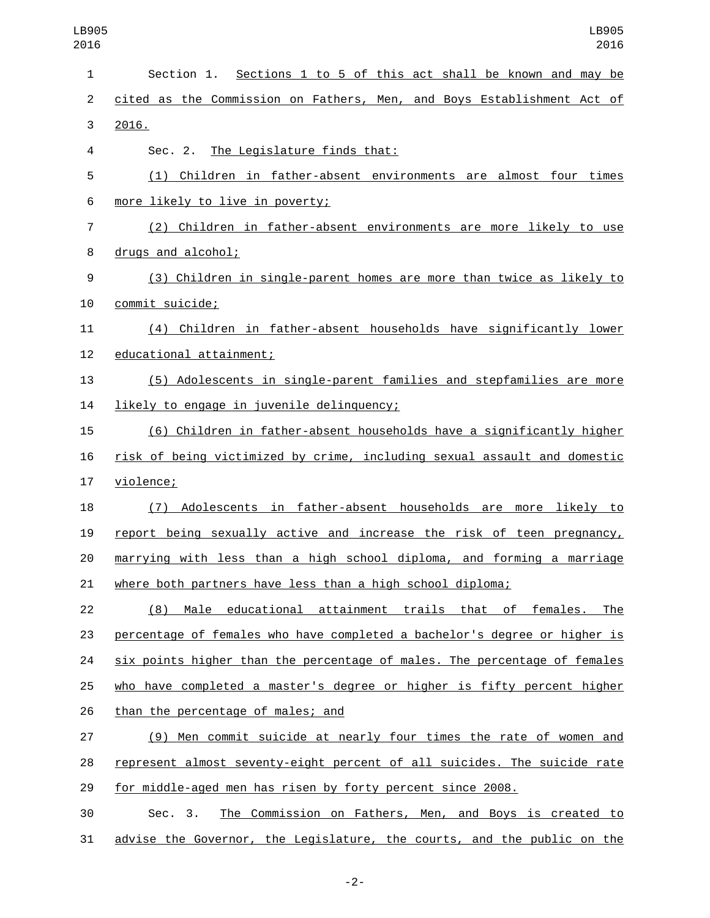Section 1. Sections 1 to 5 of this act shall be known and may be cited as the Commission on Fathers, Men, and Boys Establishment Act of 2016.

Sec. 2. The Legislature finds that:

(1) Children in father-absent environments are almost four times more likely to live in poverty;

(2) Children in father-absent environments are more likely to use drugs and alcohol;

(3) Children in single-parent homes are more than twice as likely to commit suicide;

(4) Children in father-absent households have significantly lower educational attainment;

(5) Adolescents in single-parent families and stepfamilies are more likely to engage in juvenile delinquency;

(6) Children in father-absent households have a significantly higher risk of being victimized by crime, including sexual assault and domestic violence;

(7) Adolescents in father-absent households are more likely to report being sexually active and increase the risk of teen pregnancy, marrying with less than a high school diploma, and forming a marriage where both partners have less than a high school diploma;

(8) Male educational attainment trails that of females. The percentage of females who have completed a bachelor's degree or higher is six points higher than the percentage of males. The percentage of females who have completed a master's degree or higher is fifty percent higher than the percentage of males; and

(9) Men commit suicide at nearly four times the rate of women and represent almost seventy-eight percent of all suicides. The suicide rate for middle-aged men has risen by forty percent since 2008.

Sec. 3. The Commission on Fathers, Men, and Boys is created to advise the Governor, the Legislature, the courts, and the public on the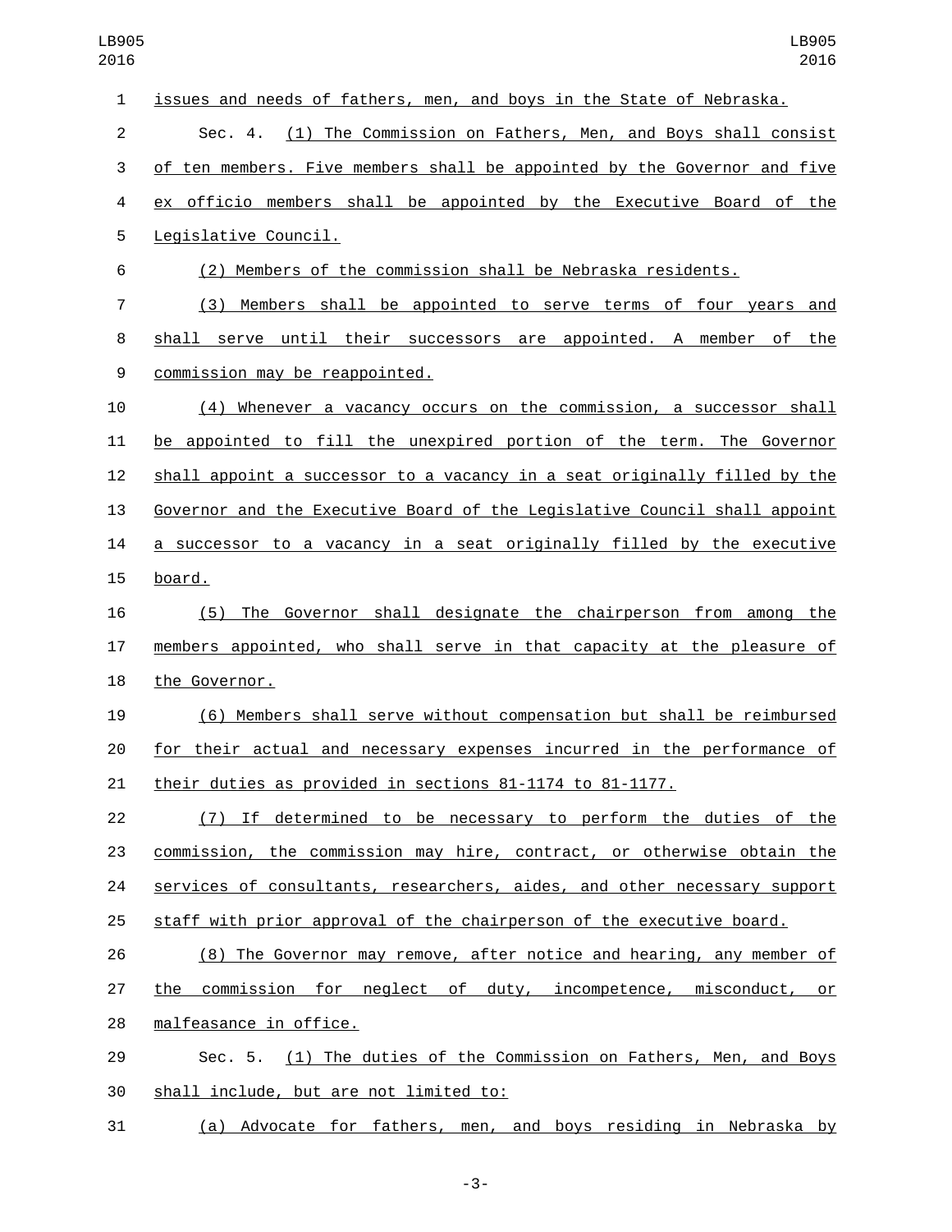issues and needs of fathers, men, and boys in the State of Nebraska.

Sec. 4. (1) The Commission on Fathers, Men, and Boys shall consist of ten members. Five members shall be appointed by the Governor and five ex officio members shall be appointed by the Executive Board of the Legislative Council.

(2) Members of the commission shall be Nebraska residents.

(3) Members shall be appointed to serve terms of four years and shall serve until their successors are appointed. A member of the commission may be reappointed.

(4) Whenever a vacancy occurs on the commission, a successor shall be appointed to fill the unexpired portion of the term. The Governor shall appoint a successor to a vacancy in a seat originally filled by the Governor and the Executive Board of the Legislative Council shall appoint a successor to a vacancy in a seat originally filled by the executive board.

(5) The Governor shall designate the chairperson from among the members appointed, who shall serve in that capacity at the pleasure of the Governor.

(6) Members shall serve without compensation but shall be reimbursed for their actual and necessary expenses incurred in the performance of their duties as provided in sections 81-1174 to 81-1177.

(7) If determined to be necessary to perform the duties of the commission, the commission may hire, contract, or otherwise obtain the services of consultants, researchers, aides, and other necessary support staff with prior approval of the chairperson of the executive board.

(8) The Governor may remove, after notice and hearing, any member of the commission for neglect of duty, incompetence, misconduct, or malfeasance in office.

Sec. 5. (1) The duties of the Commission on Fathers, Men, and Boys shall include, but are not limited to:

(a) Advocate for fathers, men, and boys residing in Nebraska by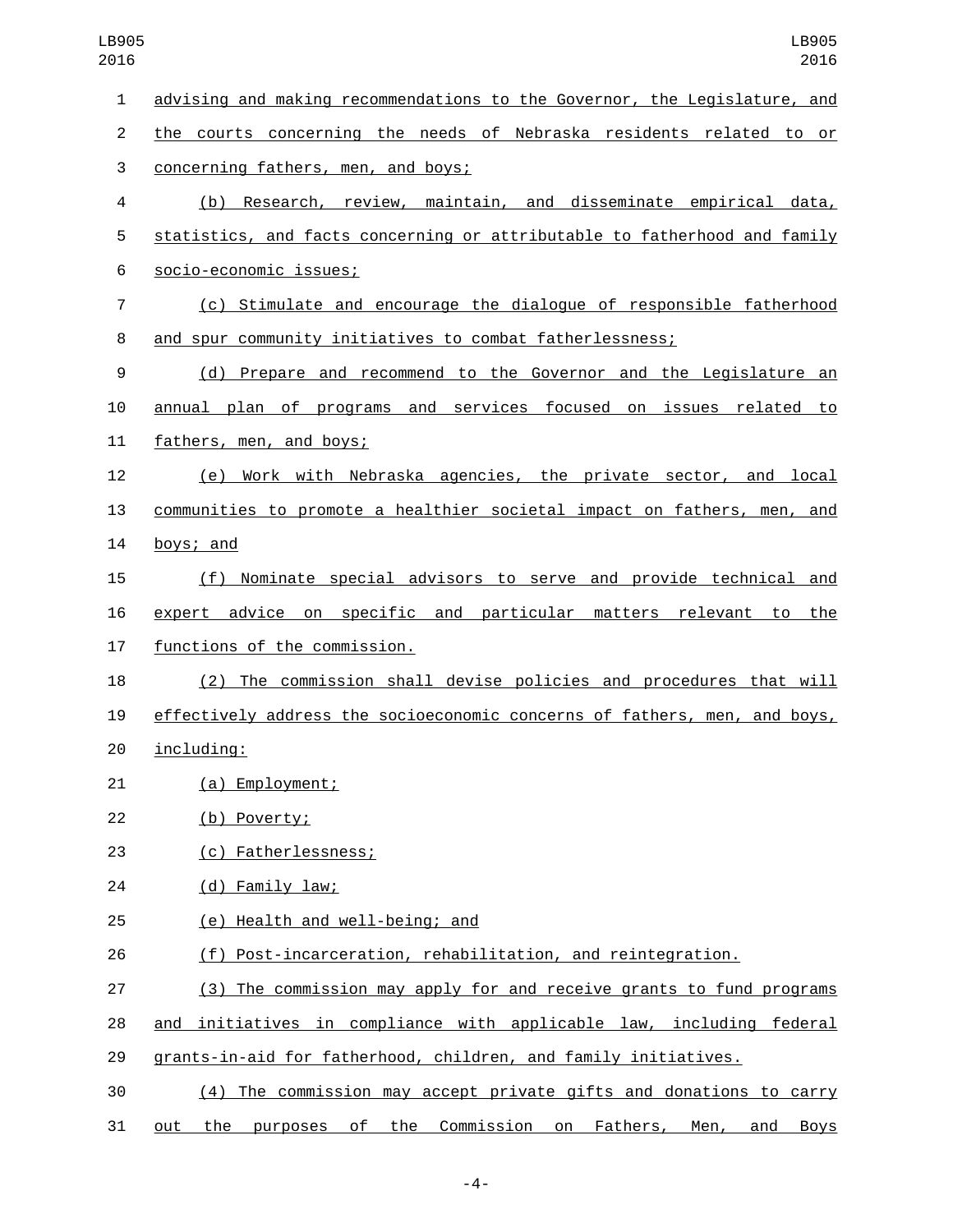advising and making recommendations to the Governor, the Legislature, and the courts concerning the needs of Nebraska residents related to or concerning fathers, men, and boys;

(b) Research, review, maintain, and disseminate empirical data, statistics, and facts concerning or attributable to fatherhood and family socio-economic issues;

(c) Stimulate and encourage the dialogue of responsible fatherhood and spur community initiatives to combat fatherlessness;

(d) Prepare and recommend to the Governor and the Legislature an annual plan of programs and services focused on issues related to fathers, men, and boys;

(e) Work with Nebraska agencies, the private sector, and local communities to promote a healthier societal impact on fathers, men, and boys; and

(f) Nominate special advisors to serve and provide technical and expert advice on specific and particular matters relevant to the functions of the commission.

(2) The commission shall devise policies and procedures that will effectively address the socioeconomic concerns of fathers, men, and boys, including:

(a) Employment;

(b) Poverty;

(c) Fatherlessness;

(d) Family law;

(e) Health and well-being; and

(f) Post-incarceration, rehabilitation, and reintegration.

(3) The commission may apply for and receive grants to fund programs and initiatives in compliance with applicable law, including federal grants-in-aid for fatherhood, children, and family initiatives.

(4) The commission may accept private gifts and donations to carry out the purposes of the Commission on Fathers, Men, and Boys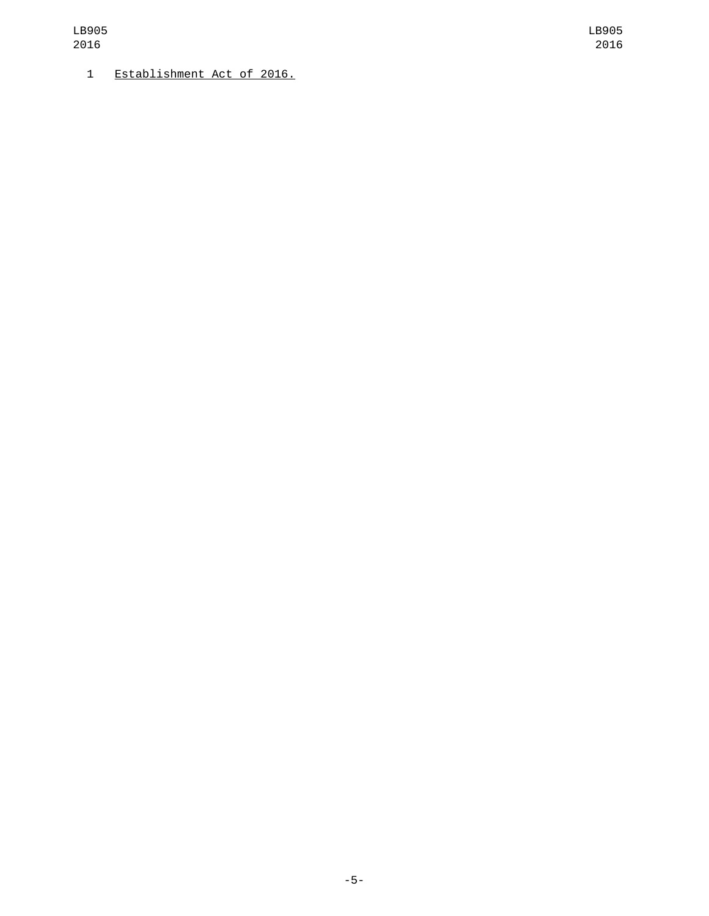Establishment Act of 2016.